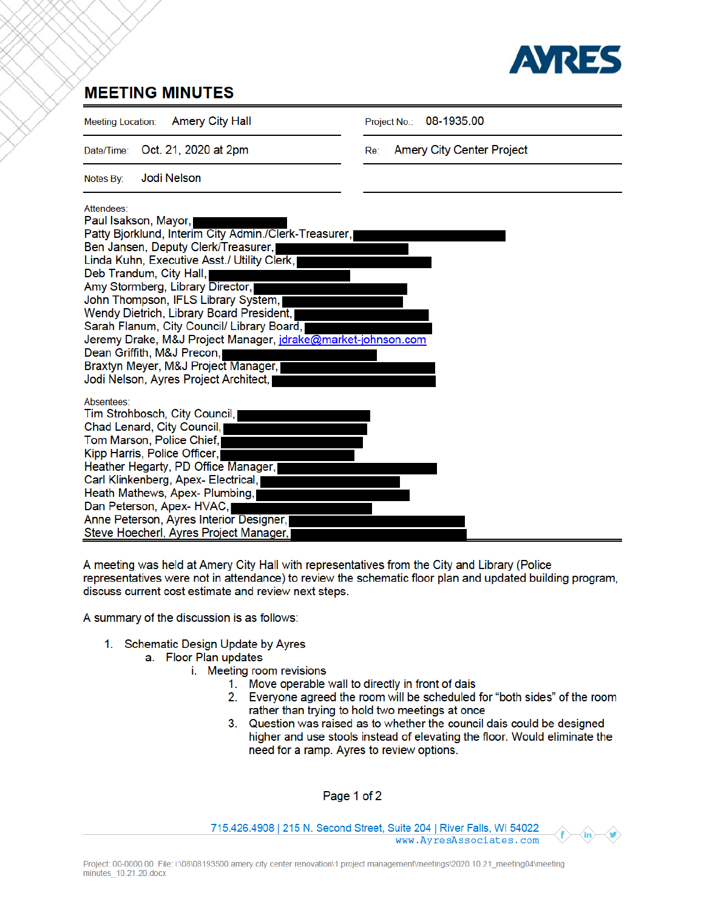# MEETING MINUTES

| | |
|---|---|
| Meeting Location: Amery City Hall | Project No.: 08-1935.00 |
| Date/Time: Oct. 21, 2020 at 2pm | Re: Amery City Center Project |
| Notes By: Jodi Nelson | |

Attendees:
Paul Isakson, Mayor,
Patty Bjorklund, Interim City Admin./Clerk-Treasurer,
Ben Jansen, Deputy Clerk/Treasurer,
Linda Kuhn, Executive Asst./ Utility Clerk,
Deb Trandum, City Hall,
Amy Stormberg, Library Director,
John Thompson, IFLS Library System,
Wendy Dietrich, Library Board President,
Sarah Flanum, City Council/ Library Board,
Jeremy Drake, M&J Project Manager, jdrake@market-johnson.com
Dean Griffith, M&J Precon,
Braxtyn Meyer, M&J Project Manager,
Jodi Nelson, Ayres Project Architect,

Absentees:
Tim Strohbosch, City Council,
Chad Lenard, City Council,
Tom Marson, Police Chief,
Kipp Harris, Police Officer,
Heather Hegarty, PD Office Manager,
Carl Klinkenberg, Apex- Electrical,
Heath Mathews, Apex- Plumbing,
Dan Peterson, Apex- HVAC,
Anne Peterson, Ayres Interior Designer,
Steve Hoecherl, Ayres Project Manager,

A meeting was held at Amery City Hall with representatives from the City and Library (Police representatives were not in attendance) to review the schematic floor plan and updated building program, discuss current cost estimate and review next steps.

A summary of the discussion is as follows:

1. Schematic Design Update by Ayres
   a. Floor Plan updates
      i. Meeting room revisions
         1. Move operable wall to directly in front of dais
         2. Everyone agreed the room will be scheduled for "both sides" of the room rather than trying to hold two meetings at once
         3. Question was raised as to whether the council dais could be designed higher and use stools instead of elevating the floor. Would eliminate the need for a ramp. Ayres to review options.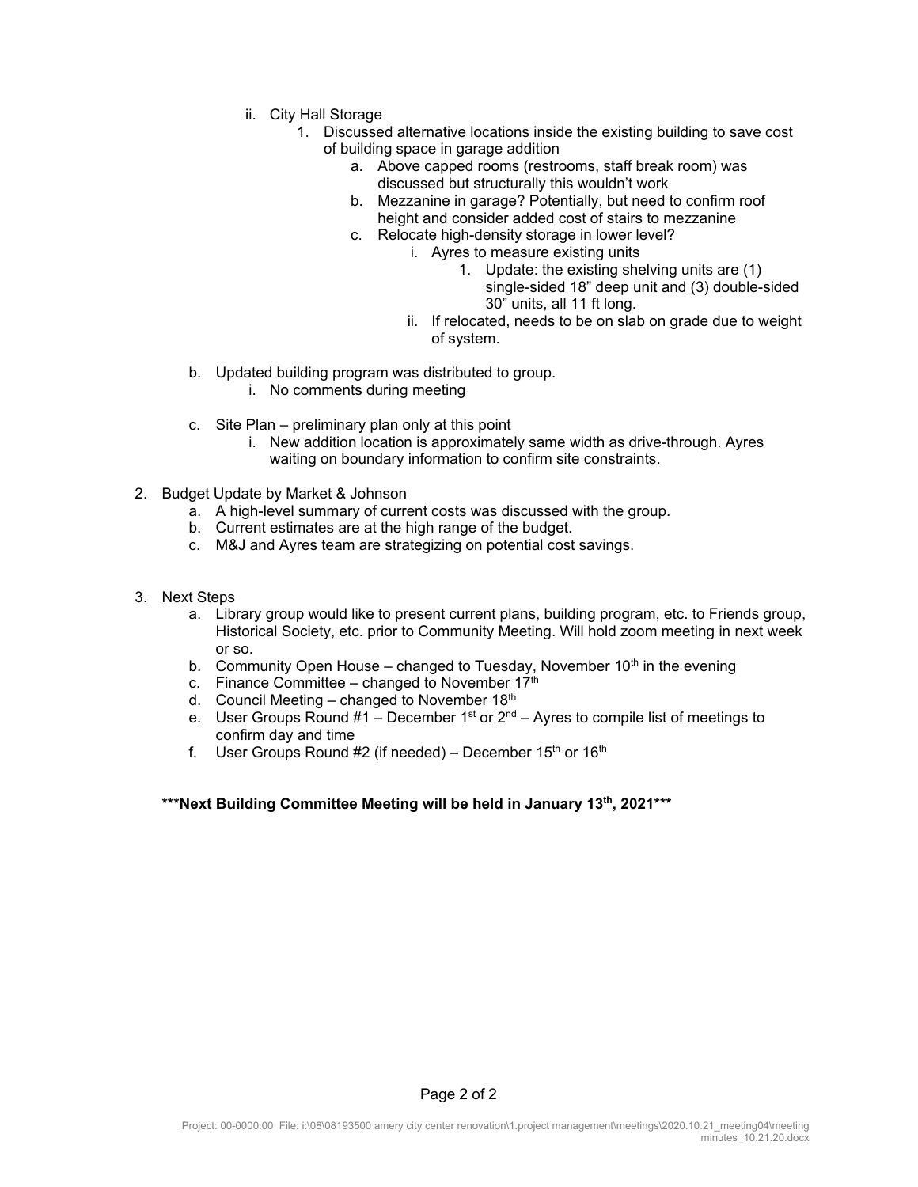- ii. City Hall Storage
  1. Discussed alternative locations inside the existing building to save cost of building space in garage addition
     - a. Above capped rooms (restrooms, staff break room) was discussed but structurally this wouldn't work
     - b. Mezzanine in garage? Potentially, but need to confirm roof height and consider added cost of stairs to mezzanine
     - c. Relocate high-density storage in lower level?
       - i. Ayres to measure existing units
         1. Update: the existing shelving units are (1) single-sided 18" deep unit and (3) double-sided 30" units, all 11 ft long.
       - ii. If relocated, needs to be on slab on grade due to weight of system.

- b. Updated building program was distributed to group.
  - i. No comments during meeting

- c. Site Plan – preliminary plan only at this point
  - i. New addition location is approximately same width as drive-through. Ayres waiting on boundary information to confirm site constraints.

2. Budget Update by Market & Johnson
   - a. A high-level summary of current costs was discussed with the group.
   - b. Current estimates are at the high range of the budget.
   - c. M&J and Ayres team are strategizing on potential cost savings.

3. Next Steps
   - a. Library group would like to present current plans, building program, etc. to Friends group, Historical Society, etc. prior to Community Meeting. Will hold zoom meeting in next week or so.
   - b. Community Open House – changed to Tuesday, November 10th in the evening
   - c. Finance Committee – changed to November 17th
   - d. Council Meeting – changed to November 18th
   - e. User Groups Round #1 – December 1st or 2nd – Ayres to compile list of meetings to confirm day and time
   - f. User Groups Round #2 (if needed) – December 15th or 16th

**\*\*\*Next Building Committee Meeting will be held in January 13th, 2021\*\*\***

Project: 00-0000.00 File: i:\08\08193500 amery city center renovation\1.project management\meetings\2020.10.21_meeting04\meeting minutes_10.21.20.docx